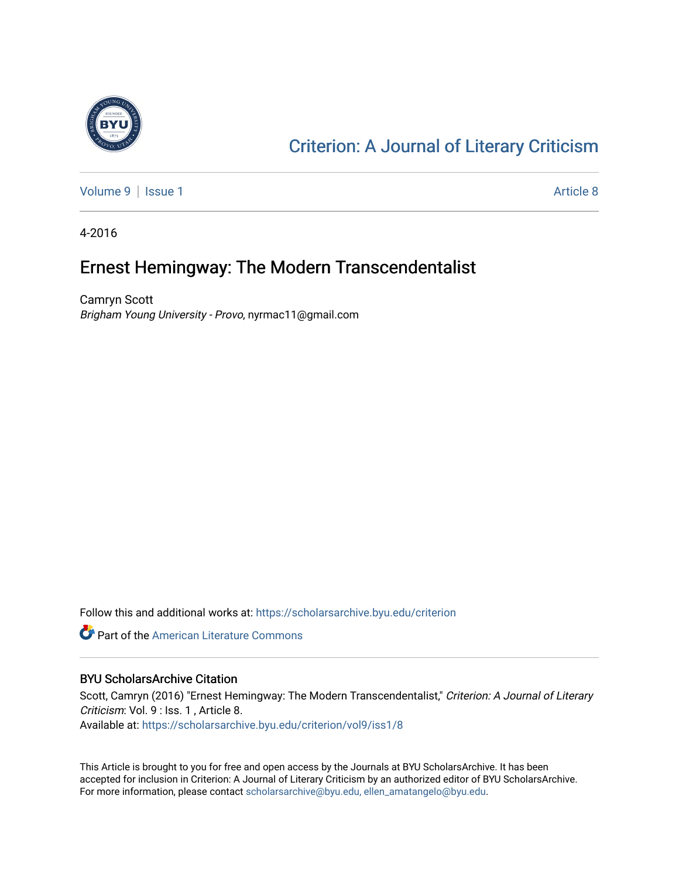# Criterion: A Journal of Literary Criticism

Volume 9 | Issue 1 Article 8

4-2016

## Ernest Hemingway: The Modern Transcendentalist

Camryn Scott
*Brigham Young University - Provo*, nyrmac11@gmail.com

Follow this and additional works at: https://scholarsarchive.byu.edu/criterion

Part of the American Literature Commons

### BYU ScholarsArchive Citation

Scott, Camryn (2016) "Ernest Hemingway: The Modern Transcendentalist," *Criterion: A Journal of Literary Criticism*: Vol. 9 : Iss. 1 , Article 8.
Available at: https://scholarsarchive.byu.edu/criterion/vol9/iss1/8

This Article is brought to you for free and open access by the Journals at BYU ScholarsArchive. It has been accepted for inclusion in Criterion: A Journal of Literary Criticism by an authorized editor of BYU ScholarsArchive. For more information, please contact scholarsarchive@byu.edu, ellen_amatangelo@byu.edu.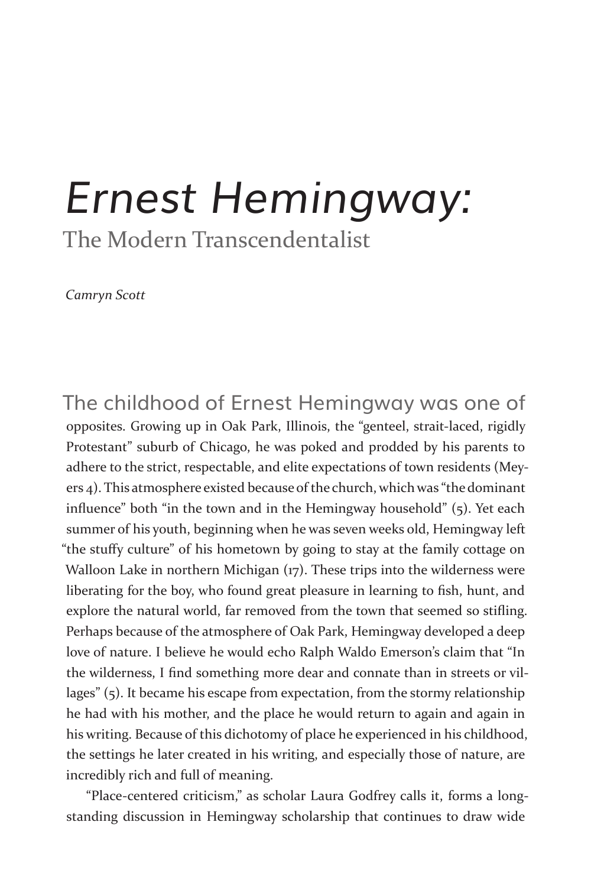# *Ernest Hemingway:*

## The Modern Transcendentalist

*Camryn Scott*

The childhood of Ernest Hemingway was one of opposites. Growing up in Oak Park, Illinois, the "genteel, strait-laced, rigidly Protestant" suburb of Chicago, he was poked and prodded by his parents to adhere to the strict, respectable, and elite expectations of town residents (Meyers 4). This atmosphere existed because of the church, which was "the dominant influence" both "in the town and in the Hemingway household" (5). Yet each summer of his youth, beginning when he was seven weeks old, Hemingway left "the stuffy culture" of his hometown by going to stay at the family cottage on Walloon Lake in northern Michigan (17). These trips into the wilderness were liberating for the boy, who found great pleasure in learning to fish, hunt, and explore the natural world, far removed from the town that seemed so stifling. Perhaps because of the atmosphere of Oak Park, Hemingway developed a deep love of nature. I believe he would echo Ralph Waldo Emerson's claim that "In the wilderness, I find something more dear and connate than in streets or villages" (5). It became his escape from expectation, from the stormy relationship he had with his mother, and the place he would return to again and again in his writing. Because of this dichotomy of place he experienced in his childhood, the settings he later created in his writing, and especially those of nature, are incredibly rich and full of meaning.

"Place-centered criticism," as scholar Laura Godfrey calls it, forms a long-standing discussion in Hemingway scholarship that continues to draw wide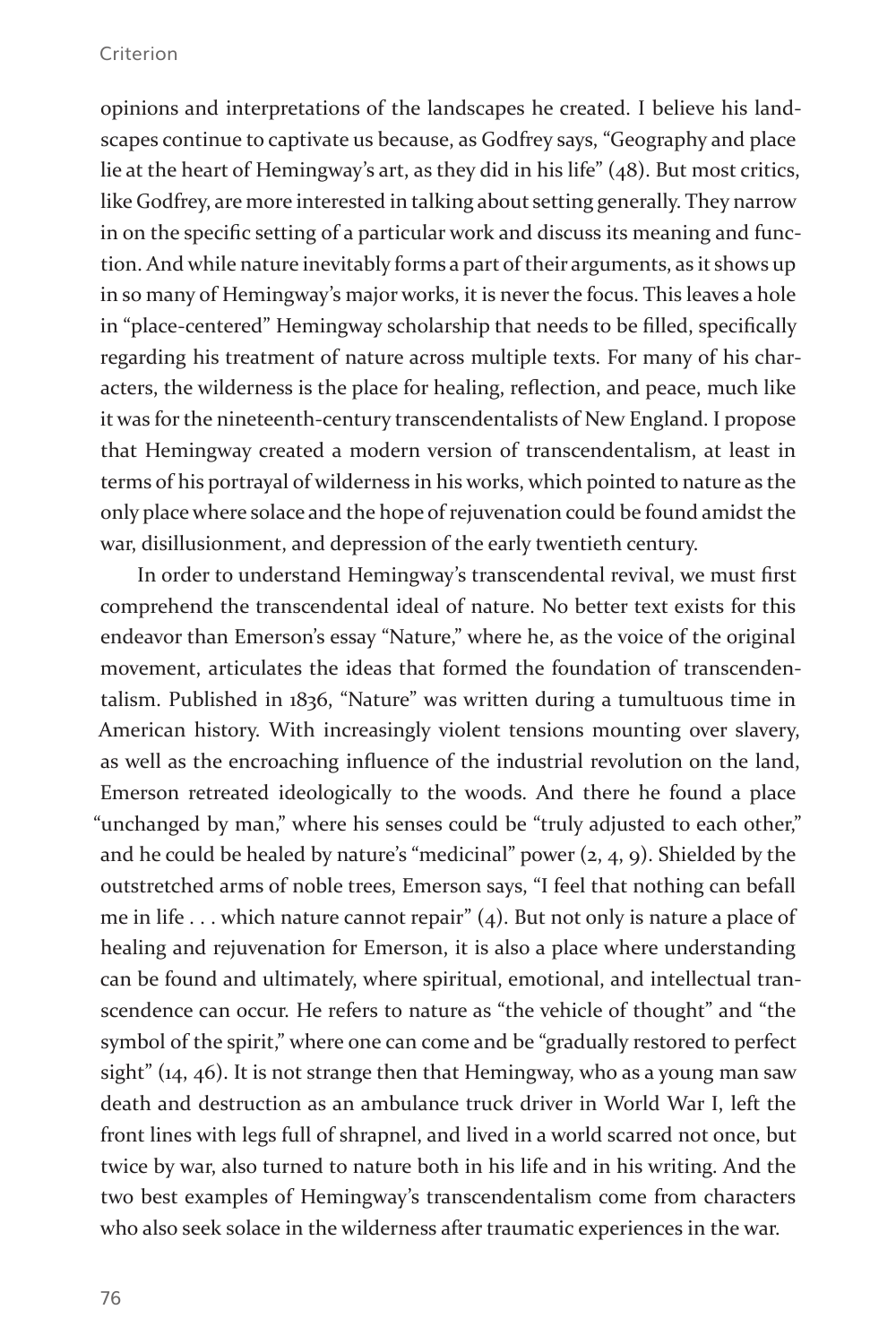opinions and interpretations of the landscapes he created. I believe his landscapes continue to captivate us because, as Godfrey says, "Geography and place lie at the heart of Hemingway's art, as they did in his life" (48). But most critics, like Godfrey, are more interested in talking about setting generally. They narrow in on the specific setting of a particular work and discuss its meaning and function. And while nature inevitably forms a part of their arguments, as it shows up in so many of Hemingway's major works, it is never the focus. This leaves a hole in "place-centered" Hemingway scholarship that needs to be filled, specifically regarding his treatment of nature across multiple texts. For many of his characters, the wilderness is the place for healing, reflection, and peace, much like it was for the nineteenth-century transcendentalists of New England. I propose that Hemingway created a modern version of transcendentalism, at least in terms of his portrayal of wilderness in his works, which pointed to nature as the only place where solace and the hope of rejuvenation could be found amidst the war, disillusionment, and depression of the early twentieth century.

In order to understand Hemingway's transcendental revival, we must first comprehend the transcendental ideal of nature. No better text exists for this endeavor than Emerson's essay "Nature," where he, as the voice of the original movement, articulates the ideas that formed the foundation of transcendentalism. Published in 1836, "Nature" was written during a tumultuous time in American history. With increasingly violent tensions mounting over slavery, as well as the encroaching influence of the industrial revolution on the land, Emerson retreated ideologically to the woods. And there he found a place "unchanged by man," where his senses could be "truly adjusted to each other," and he could be healed by nature's "medicinal" power (2, 4, 9). Shielded by the outstretched arms of noble trees, Emerson says, "I feel that nothing can befall me in life . . . which nature cannot repair" (4). But not only is nature a place of healing and rejuvenation for Emerson, it is also a place where understanding can be found and ultimately, where spiritual, emotional, and intellectual transcendence can occur. He refers to nature as "the vehicle of thought" and "the symbol of the spirit," where one can come and be "gradually restored to perfect sight" (14, 46). It is not strange then that Hemingway, who as a young man saw death and destruction as an ambulance truck driver in World War I, left the front lines with legs full of shrapnel, and lived in a world scarred not once, but twice by war, also turned to nature both in his life and in his writing. And the two best examples of Hemingway's transcendentalism come from characters who also seek solace in the wilderness after traumatic experiences in the war.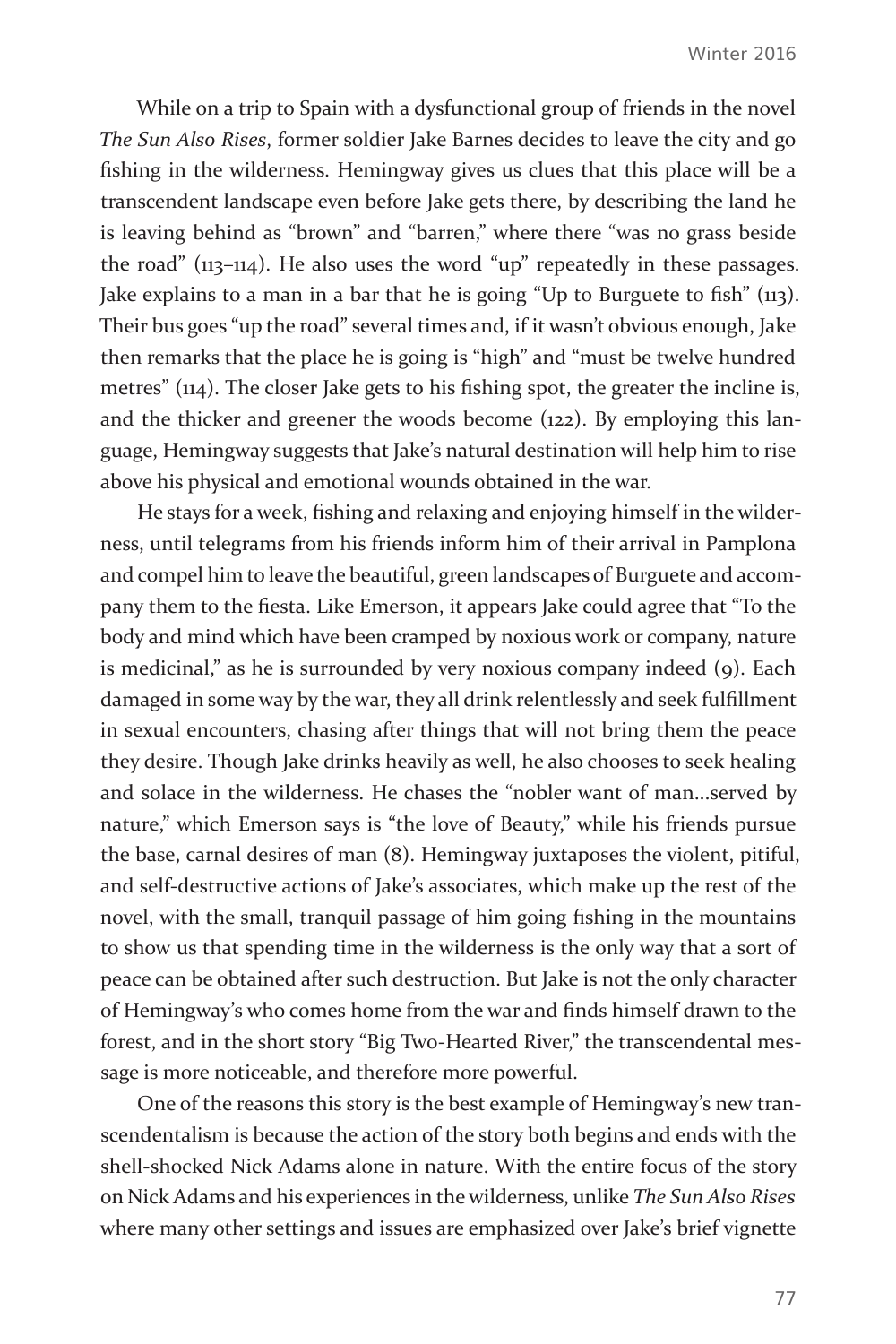While on a trip to Spain with a dysfunctional group of friends in the novel *The Sun Also Rises*, former soldier Jake Barnes decides to leave the city and go fishing in the wilderness. Hemingway gives us clues that this place will be a transcendent landscape even before Jake gets there, by describing the land he is leaving behind as "brown" and "barren," where there "was no grass beside the road" (113–114). He also uses the word "up" repeatedly in these passages. Jake explains to a man in a bar that he is going "Up to Burguete to fish" (113). Their bus goes "up the road" several times and, if it wasn't obvious enough, Jake then remarks that the place he is going is "high" and "must be twelve hundred metres" (114). The closer Jake gets to his fishing spot, the greater the incline is, and the thicker and greener the woods become (122). By employing this language, Hemingway suggests that Jake's natural destination will help him to rise above his physical and emotional wounds obtained in the war.

He stays for a week, fishing and relaxing and enjoying himself in the wilderness, until telegrams from his friends inform him of their arrival in Pamplona and compel him to leave the beautiful, green landscapes of Burguete and accompany them to the fiesta. Like Emerson, it appears Jake could agree that "To the body and mind which have been cramped by noxious work or company, nature is medicinal," as he is surrounded by very noxious company indeed (9). Each damaged in some way by the war, they all drink relentlessly and seek fulfillment in sexual encounters, chasing after things that will not bring them the peace they desire. Though Jake drinks heavily as well, he also chooses to seek healing and solace in the wilderness. He chases the "nobler want of man…served by nature," which Emerson says is "the love of Beauty," while his friends pursue the base, carnal desires of man (8). Hemingway juxtaposes the violent, pitiful, and self-destructive actions of Jake's associates, which make up the rest of the novel, with the small, tranquil passage of him going fishing in the mountains to show us that spending time in the wilderness is the only way that a sort of peace can be obtained after such destruction. But Jake is not the only character of Hemingway's who comes home from the war and finds himself drawn to the forest, and in the short story "Big Two-Hearted River," the transcendental message is more noticeable, and therefore more powerful.

One of the reasons this story is the best example of Hemingway's new transcendentalism is because the action of the story both begins and ends with the shell-shocked Nick Adams alone in nature. With the entire focus of the story on Nick Adams and his experiences in the wilderness, unlike *The Sun Also Rises* where many other settings and issues are emphasized over Jake's brief vignette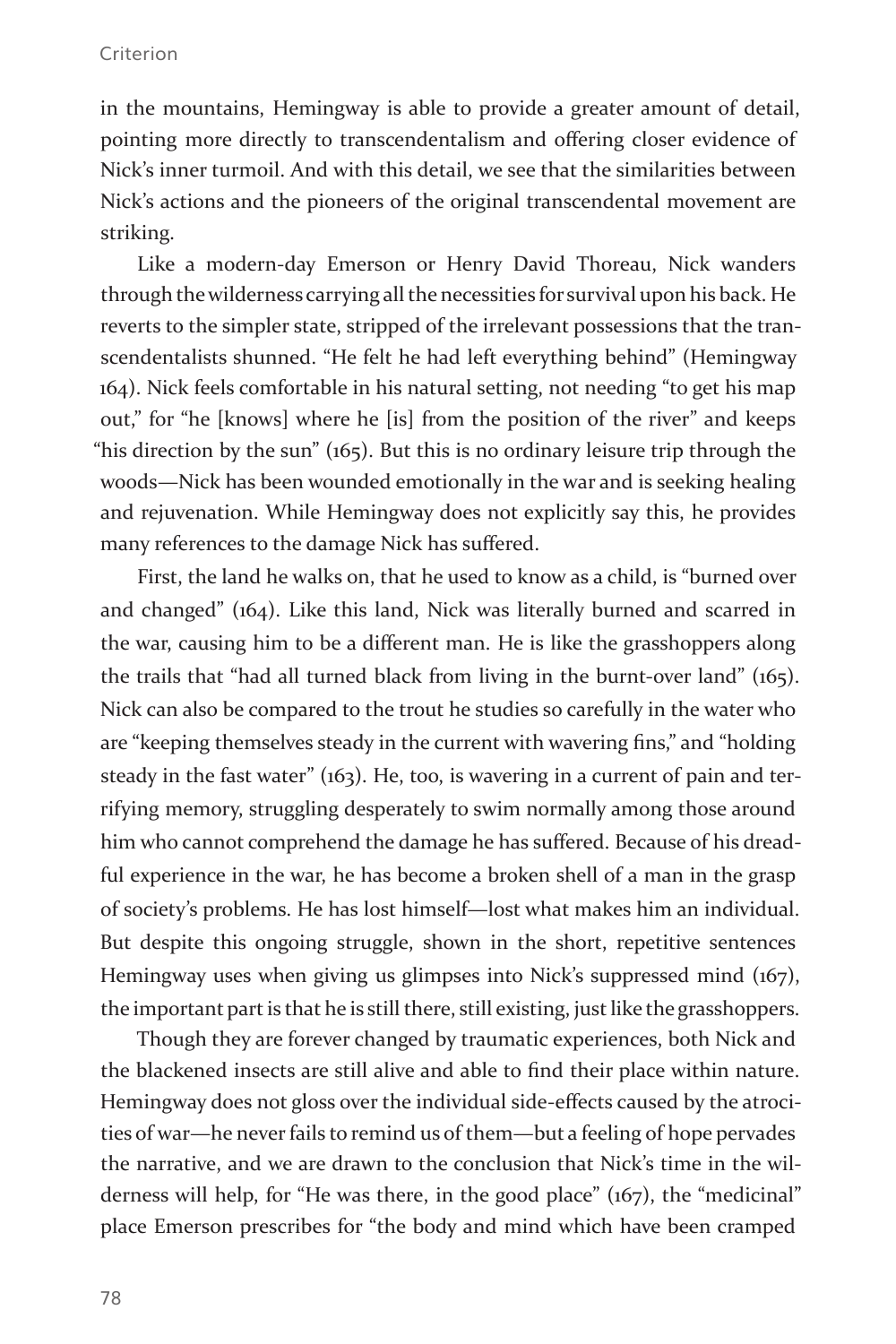in the mountains, Hemingway is able to provide a greater amount of detail, pointing more directly to transcendentalism and offering closer evidence of Nick's inner turmoil. And with this detail, we see that the similarities between Nick's actions and the pioneers of the original transcendental movement are striking.

Like a modern-day Emerson or Henry David Thoreau, Nick wanders through the wilderness carrying all the necessities for survival upon his back. He reverts to the simpler state, stripped of the irrelevant possessions that the transcendentalists shunned. "He felt he had left everything behind" (Hemingway 164). Nick feels comfortable in his natural setting, not needing "to get his map out," for "he [knows] where he [is] from the position of the river" and keeps "his direction by the sun" (165). But this is no ordinary leisure trip through the woods—Nick has been wounded emotionally in the war and is seeking healing and rejuvenation. While Hemingway does not explicitly say this, he provides many references to the damage Nick has suffered.

First, the land he walks on, that he used to know as a child, is "burned over and changed" (164). Like this land, Nick was literally burned and scarred in the war, causing him to be a different man. He is like the grasshoppers along the trails that "had all turned black from living in the burnt-over land" (165). Nick can also be compared to the trout he studies so carefully in the water who are "keeping themselves steady in the current with wavering fins," and "holding steady in the fast water" (163). He, too, is wavering in a current of pain and terrifying memory, struggling desperately to swim normally among those around him who cannot comprehend the damage he has suffered. Because of his dreadful experience in the war, he has become a broken shell of a man in the grasp of society's problems. He has lost himself—lost what makes him an individual. But despite this ongoing struggle, shown in the short, repetitive sentences Hemingway uses when giving us glimpses into Nick's suppressed mind (167), the important part is that he is still there, still existing, just like the grasshoppers.

Though they are forever changed by traumatic experiences, both Nick and the blackened insects are still alive and able to find their place within nature. Hemingway does not gloss over the individual side-effects caused by the atrocities of war—he never fails to remind us of them—but a feeling of hope pervades the narrative, and we are drawn to the conclusion that Nick's time in the wilderness will help, for "He was there, in the good place" (167), the "medicinal" place Emerson prescribes for "the body and mind which have been cramped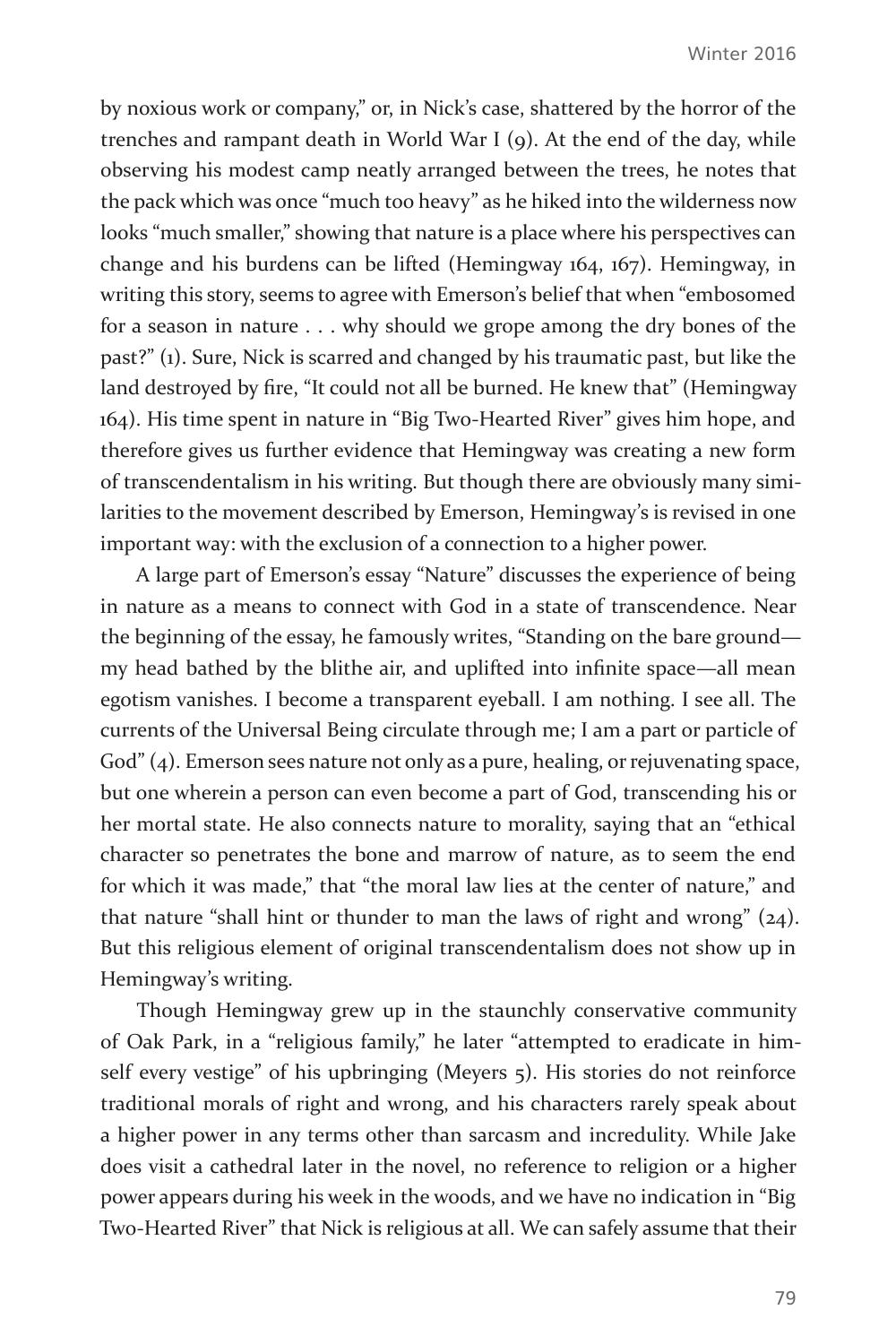by noxious work or company," or, in Nick's case, shattered by the horror of the trenches and rampant death in World War I (9). At the end of the day, while observing his modest camp neatly arranged between the trees, he notes that the pack which was once "much too heavy" as he hiked into the wilderness now looks "much smaller," showing that nature is a place where his perspectives can change and his burdens can be lifted (Hemingway 164, 167). Hemingway, in writing this story, seems to agree with Emerson's belief that when "embosomed for a season in nature . . . why should we grope among the dry bones of the past?" (1). Sure, Nick is scarred and changed by his traumatic past, but like the land destroyed by fire, "It could not all be burned. He knew that" (Hemingway 164). His time spent in nature in "Big Two-Hearted River" gives him hope, and therefore gives us further evidence that Hemingway was creating a new form of transcendentalism in his writing. But though there are obviously many similarities to the movement described by Emerson, Hemingway's is revised in one important way: with the exclusion of a connection to a higher power.

A large part of Emerson's essay "Nature" discusses the experience of being in nature as a means to connect with God in a state of transcendence. Near the beginning of the essay, he famously writes, "Standing on the bare ground—my head bathed by the blithe air, and uplifted into infinite space—all mean egotism vanishes. I become a transparent eyeball. I am nothing. I see all. The currents of the Universal Being circulate through me; I am a part or particle of God" (4). Emerson sees nature not only as a pure, healing, or rejuvenating space, but one wherein a person can even become a part of God, transcending his or her mortal state. He also connects nature to morality, saying that an "ethical character so penetrates the bone and marrow of nature, as to seem the end for which it was made," that "the moral law lies at the center of nature," and that nature "shall hint or thunder to man the laws of right and wrong" (24). But this religious element of original transcendentalism does not show up in Hemingway's writing.

Though Hemingway grew up in the staunchly conservative community of Oak Park, in a "religious family," he later "attempted to eradicate in himself every vestige" of his upbringing (Meyers 5). His stories do not reinforce traditional morals of right and wrong, and his characters rarely speak about a higher power in any terms other than sarcasm and incredulity. While Jake does visit a cathedral later in the novel, no reference to religion or a higher power appears during his week in the woods, and we have no indication in "Big Two-Hearted River" that Nick is religious at all. We can safely assume that their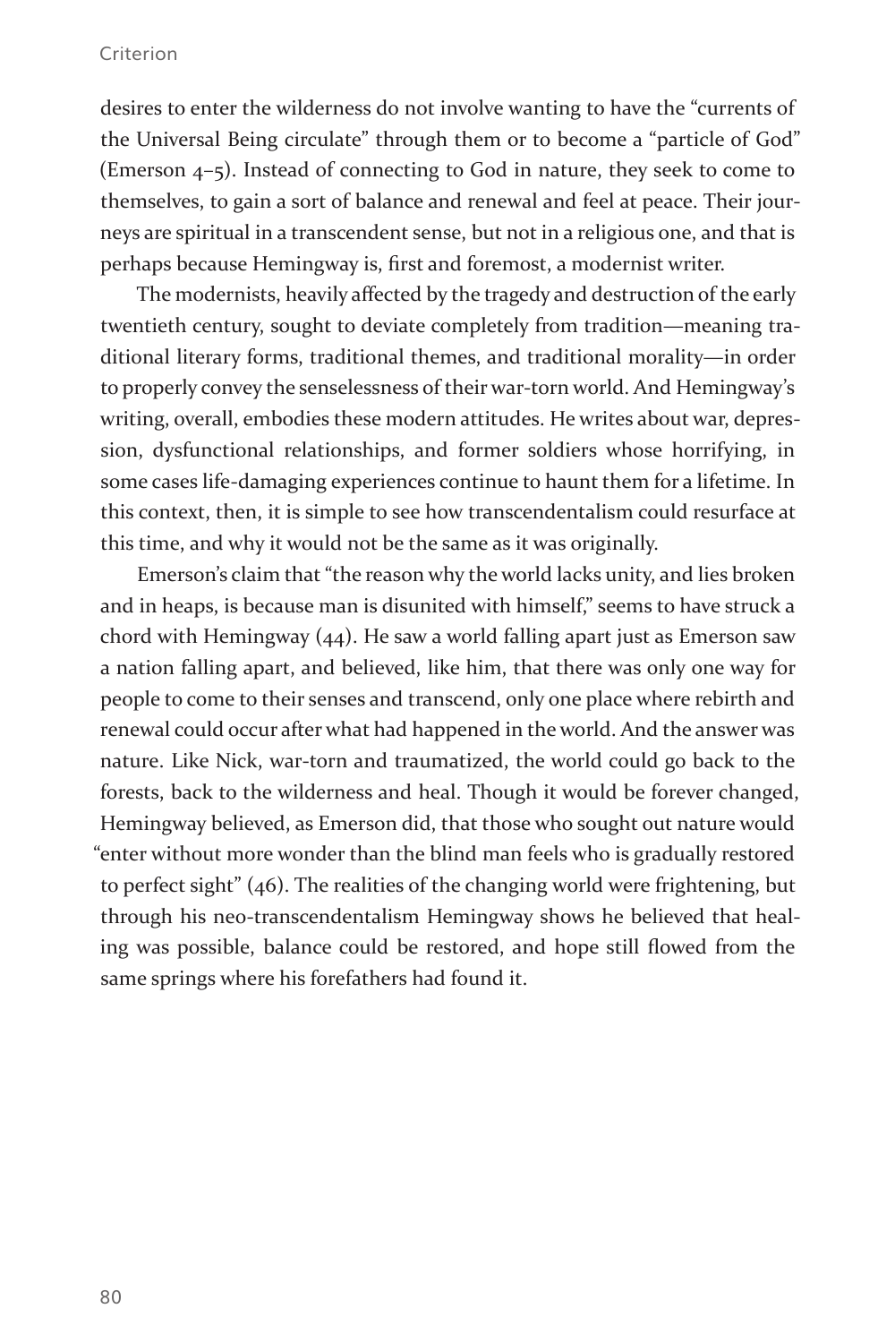desires to enter the wilderness do not involve wanting to have the "currents of the Universal Being circulate" through them or to become a "particle of God" (Emerson 4–5). Instead of connecting to God in nature, they seek to come to themselves, to gain a sort of balance and renewal and feel at peace. Their journeys are spiritual in a transcendent sense, but not in a religious one, and that is perhaps because Hemingway is, first and foremost, a modernist writer.

The modernists, heavily affected by the tragedy and destruction of the early twentieth century, sought to deviate completely from tradition—meaning traditional literary forms, traditional themes, and traditional morality—in order to properly convey the senselessness of their war-torn world. And Hemingway's writing, overall, embodies these modern attitudes. He writes about war, depression, dysfunctional relationships, and former soldiers whose horrifying, in some cases life-damaging experiences continue to haunt them for a lifetime. In this context, then, it is simple to see how transcendentalism could resurface at this time, and why it would not be the same as it was originally.

Emerson's claim that "the reason why the world lacks unity, and lies broken and in heaps, is because man is disunited with himself," seems to have struck a chord with Hemingway (44). He saw a world falling apart just as Emerson saw a nation falling apart, and believed, like him, that there was only one way for people to come to their senses and transcend, only one place where rebirth and renewal could occur after what had happened in the world. And the answer was nature. Like Nick, war-torn and traumatized, the world could go back to the forests, back to the wilderness and heal. Though it would be forever changed, Hemingway believed, as Emerson did, that those who sought out nature would "enter without more wonder than the blind man feels who is gradually restored to perfect sight" (46). The realities of the changing world were frightening, but through his neo-transcendentalism Hemingway shows he believed that healing was possible, balance could be restored, and hope still flowed from the same springs where his forefathers had found it.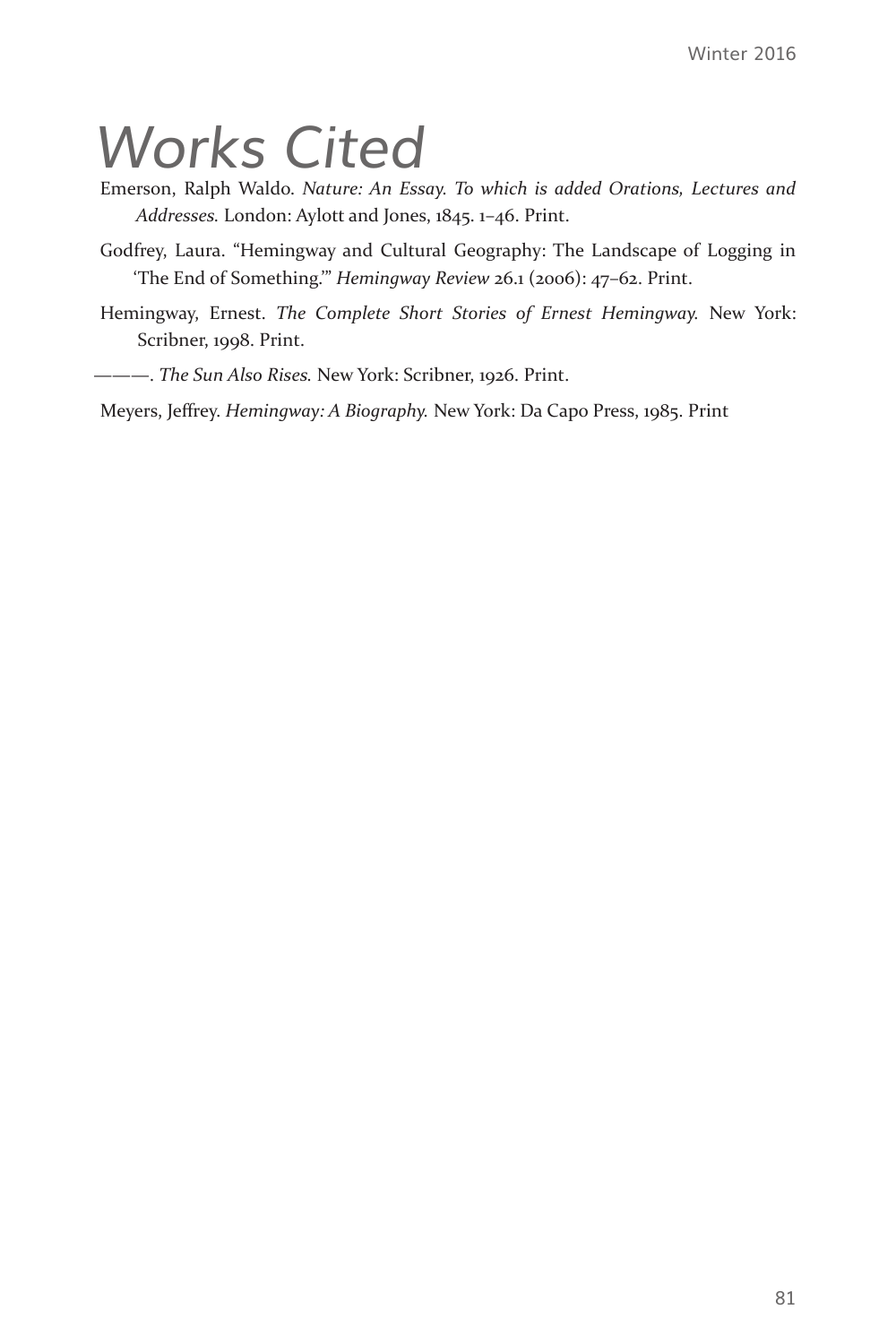# *Works Cited*

Emerson, Ralph Waldo. *Nature: An Essay. To which is added Orations, Lectures and Addresses.* London: Aylott and Jones, 1845. 1–46. Print.

Godfrey, Laura. "Hemingway and Cultural Geography: The Landscape of Logging in 'The End of Something.'" *Hemingway Review* 26.1 (2006): 47–62. Print.

Hemingway, Ernest. *The Complete Short Stories of Ernest Hemingway.* New York: Scribner, 1998. Print.

———. *The Sun Also Rises.* New York: Scribner, 1926. Print.

Meyers, Jeffrey. *Hemingway: A Biography.* New York: Da Capo Press, 1985. Print